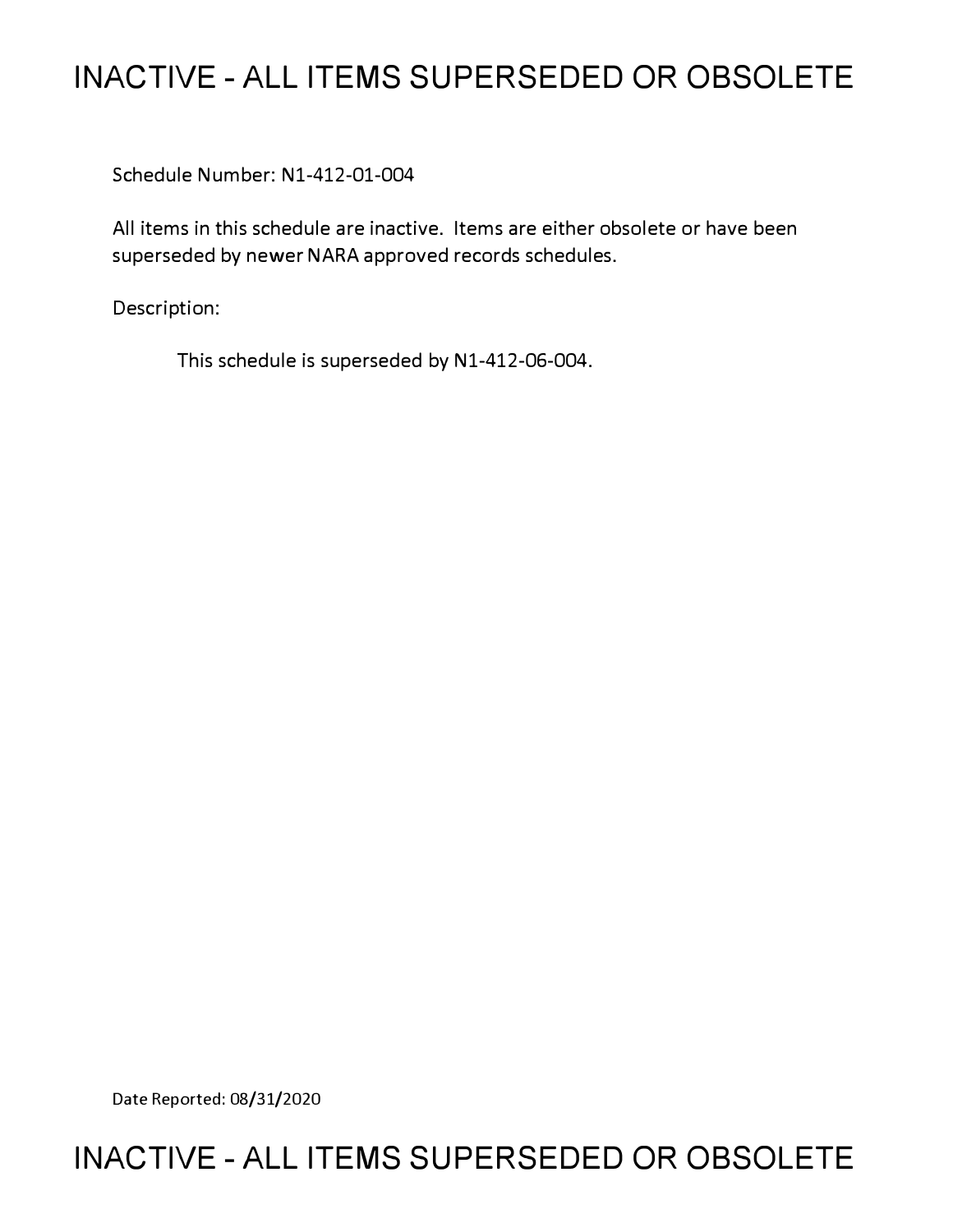# INACTIVE - ALL ITEMS SUPERSEDED OR OBSOLETE

Schedule Number: N1-412-01-004

All items in this schedule are inactive. Items are either obsolete or have been superseded by newer NARA approved records schedules.

Description:

This schedule is superseded by N1-412-06-004.

Date Reported: 08/31/2020

# INACTIVE - ALL ITEMS SUPERSEDED OR OBSOLETE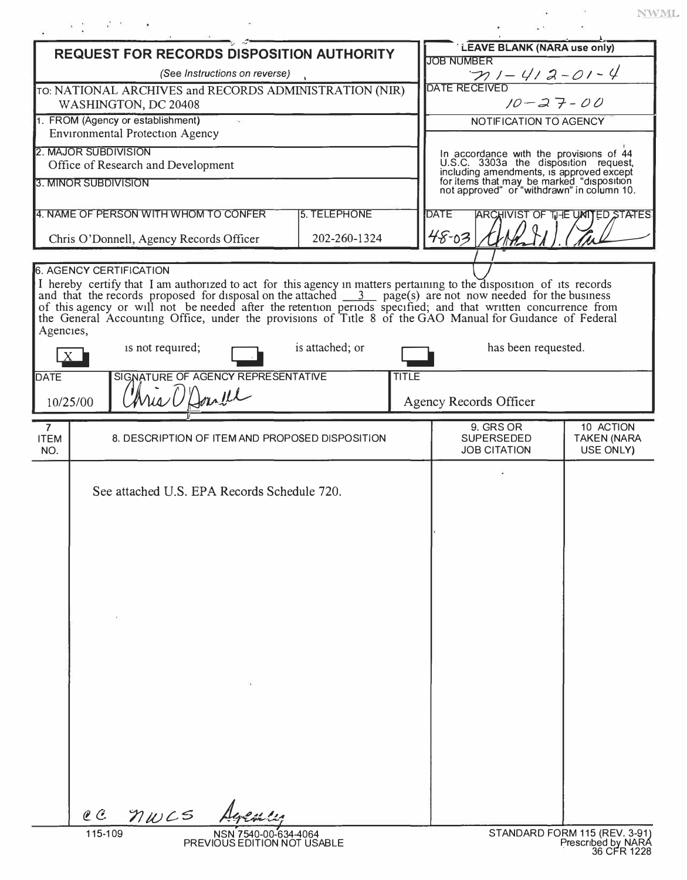NWML

# REQUEST FOR RECORDS DISPOSITION AUTHORITY

*(See Instructions on reverse)*

| | |
|---|---|
| TO: NATIONAL ARCHIVES and RECORDS ADMINISTRATION (NIR) WASHINGTON, DC 20408 | **LEAVE BLANK (NARA use only)** |
| 1. FROM (Agency or establishment) Environmental Protection Agency | JOB NUMBER N1-412-01-4 |
| 2. MAJOR SUBDIVISION Office of Research and Development | DATE RECEIVED 10-27-00 |
| 3. MINOR SUBDIVISION | NOTIFICATION TO AGENCY: In accordance with the provisions of 44 U.S.C. 3303a the disposition request, including amendments, is approved except for items that may be marked "disposition not approved" or "withdrawn" in column 10. |
| 4. NAME OF PERSON WITH WHOM TO CONFER: Chris O'Donnell, Agency Records Officer — 5. TELEPHONE: 202-260-1324 | DATE: 4-8-03 — ARCHIVIST OF THE UNITED STATES: [signature] |

**6. AGENCY CERTIFICATION**

I hereby certify that I am authorized to act for this agency in matters pertaining to the disposition of its records and that the records proposed for disposal on the attached 3 page(s) are not now needed for the business of this agency or will not be needed after the retention periods specified; and that written concurrence from the General Accounting Office, under the provisions of Title 8 of the GAO Manual for Guidance of Federal Agencies,

[X] is not required; [ ] is attached; or [ ] has been requested.

| DATE | SIGNATURE OF AGENCY REPRESENTATIVE | TITLE |
|---|---|---|
| 10/25/00 | Chris O'Donnell | Agency Records Officer |

| 7. ITEM NO. | 8. DESCRIPTION OF ITEM AND PROPOSED DISPOSITION | 9. GRS OR SUPERSEDED JOB CITATION | 10. ACTION TAKEN (NARA USE ONLY) |
|---|---|---|---|
| | See attached U.S. EPA Records Schedule 720. | | |

cc NWCS Agency

115-109 NSN 7540-00-634-4064 PREVIOUS EDITION NOT USABLE

STANDARD FORM 115 (REV. 3-91) Prescribed by NARA 36 CFR 1228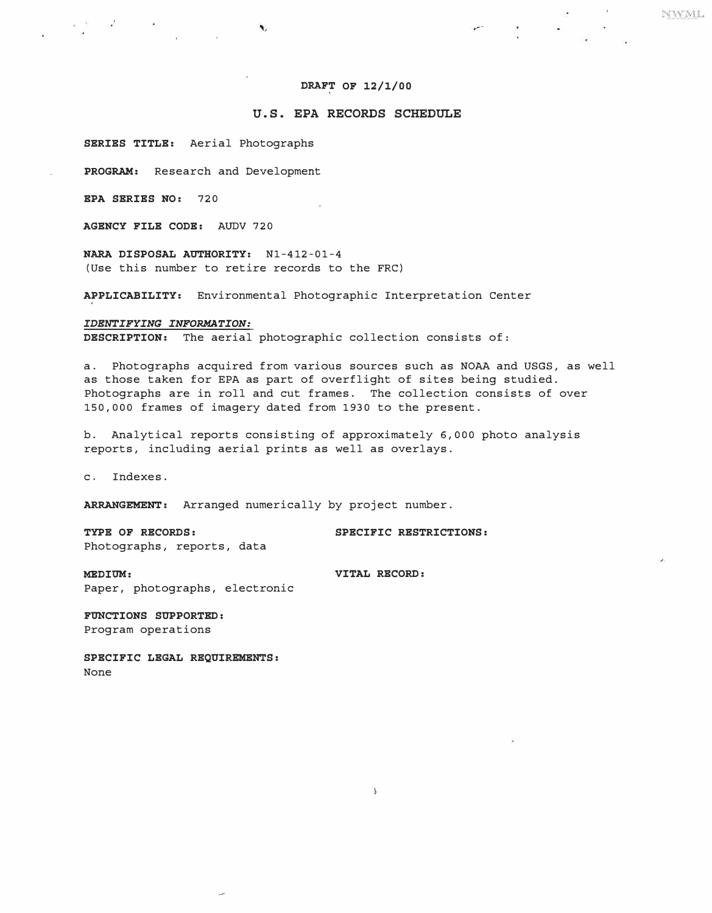**DRAFT OF 12/1/00**

## U.S. EPA RECORDS SCHEDULE

**SERIES TITLE:** Aerial Photographs

**PROGRAM:** Research and Development

**EPA SERIES NO:** 720

**AGENCY FILE CODE:** AUDV 720

**NARA DISPOSAL AUTHORITY:** N1-412-01-4
(Use this number to retire records to the FRC)

**APPLICABILITY:** Environmental Photographic Interpretation Center

***IDENTIFYING INFORMATION:***
**DESCRIPTION:** The aerial photographic collection consists of:

a. Photographs acquired from various sources such as NOAA and USGS, as well as those taken for EPA as part of overflight of sites being studied. Photographs are in roll and cut frames. The collection consists of over 150,000 frames of imagery dated from 1930 to the present.

b. Analytical reports consisting of approximately 6,000 photo analysis reports, including aerial prints as well as overlays.

c. Indexes.

**ARRANGEMENT:** Arranged numerically by project number.

**TYPE OF RECORDS:**
Photographs, reports, data

**SPECIFIC RESTRICTIONS:**

**MEDIUM:**
Paper, photographs, electronic

**VITAL RECORD:**

**FUNCTIONS SUPPORTED:**
Program operations

**SPECIFIC LEGAL REQUIREMENTS:**
None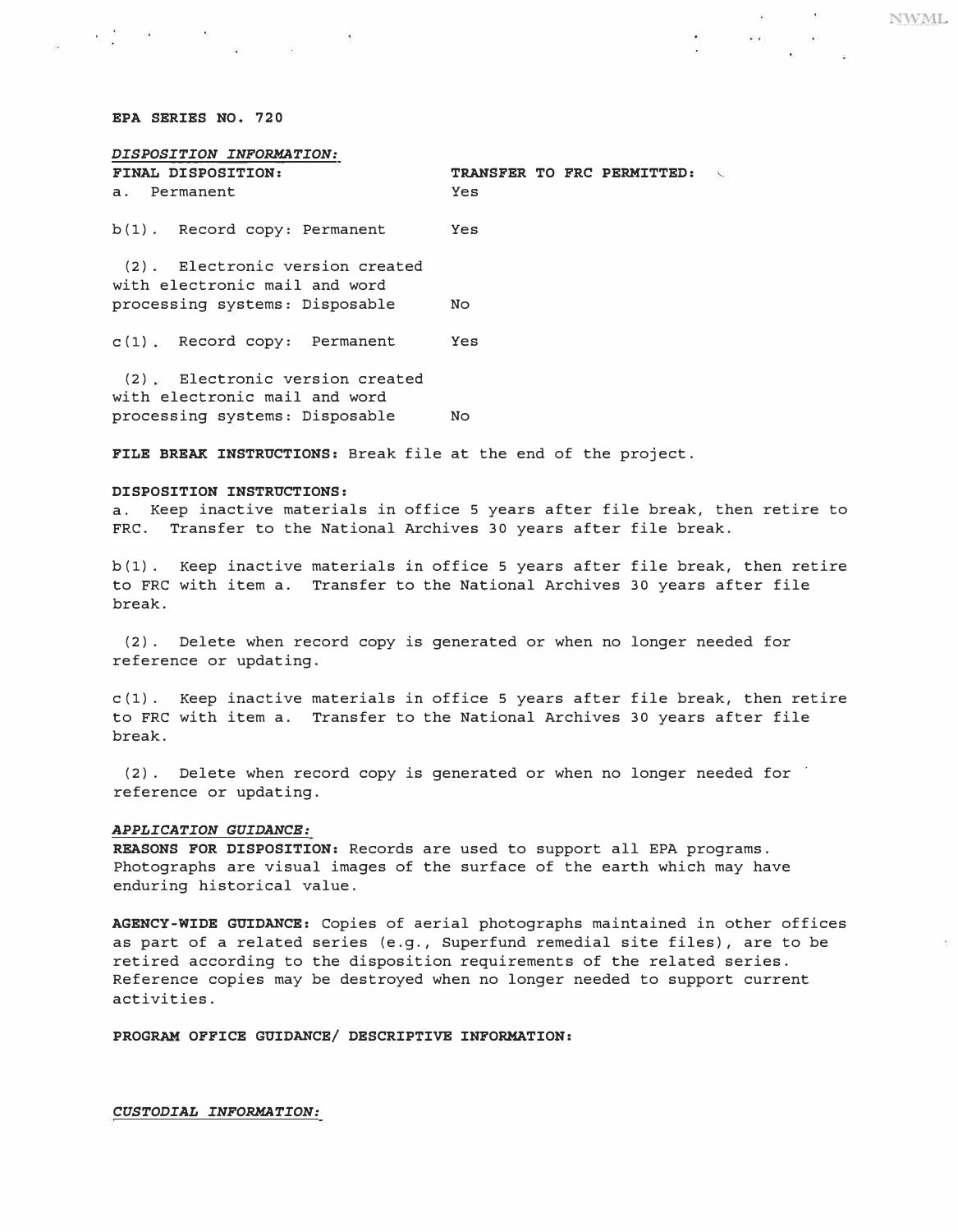**EPA SERIES NO. 720**

*DISPOSITION INFORMATION:*

| **FINAL DISPOSITION:** | **TRANSFER TO FRC PERMITTED:** |
|---|---|
| a. Permanent | Yes |
| b(1). Record copy: Permanent | Yes |
| (2). Electronic version created with electronic mail and word processing systems: Disposable | No |
| c(1). Record copy: Permanent | Yes |
| (2). Electronic version created with electronic mail and word processing systems: Disposable | No |

**FILE BREAK INSTRUCTIONS:** Break file at the end of the project.

**DISPOSITION INSTRUCTIONS:**

a. Keep inactive materials in office 5 years after file break, then retire to FRC. Transfer to the National Archives 30 years after file break.

b(1). Keep inactive materials in office 5 years after file break, then retire to FRC with item a. Transfer to the National Archives 30 years after file break.

(2). Delete when record copy is generated or when no longer needed for reference or updating.

c(1). Keep inactive materials in office 5 years after file break, then retire to FRC with item a. Transfer to the National Archives 30 years after file break.

(2). Delete when record copy is generated or when no longer needed for reference or updating.

*APPLICATION GUIDANCE:*

**REASONS FOR DISPOSITION:** Records are used to support all EPA programs. Photographs are visual images of the surface of the earth which may have enduring historical value.

**AGENCY-WIDE GUIDANCE:** Copies of aerial photographs maintained in other offices as part of a related series (e.g., Superfund remedial site files), are to be retired according to the disposition requirements of the related series. Reference copies may be destroyed when no longer needed to support current activities.

**PROGRAM OFFICE GUIDANCE/ DESCRIPTIVE INFORMATION:**

*CUSTODIAL INFORMATION:*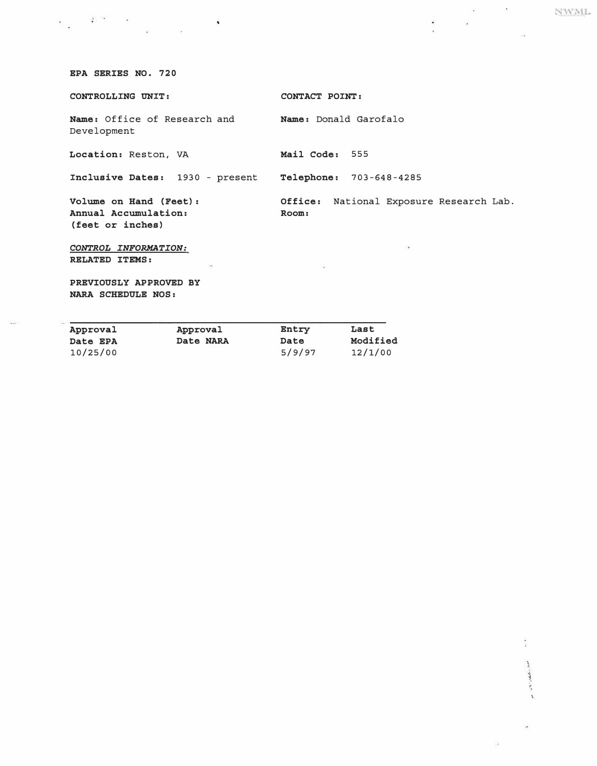**EPA SERIES NO. 720**

**CONTROLLING UNIT:**

**Name:** Office of Research and Development

**Location:** Reston, VA

**Inclusive Dates:** 1930 - present

**Volume on Hand (Feet):**
**Annual Accumulation:**
**(feet or inches)**

**CONTACT POINT:**

**Name:** Donald Garofalo

**Mail Code:** 555

**Telephone:** 703-648-4285

**Office:** National Exposure Research Lab.
**Room:**

***CONTROL INFORMATION:***
**RELATED ITEMS:**

**PREVIOUSLY APPROVED BY NARA SCHEDULE NOS:**

| Approval Date EPA | Approval Date NARA | Entry Date | Last Modified |
|---|---|---|---|
| 10/25/00 | | 5/9/97 | 12/1/00 |